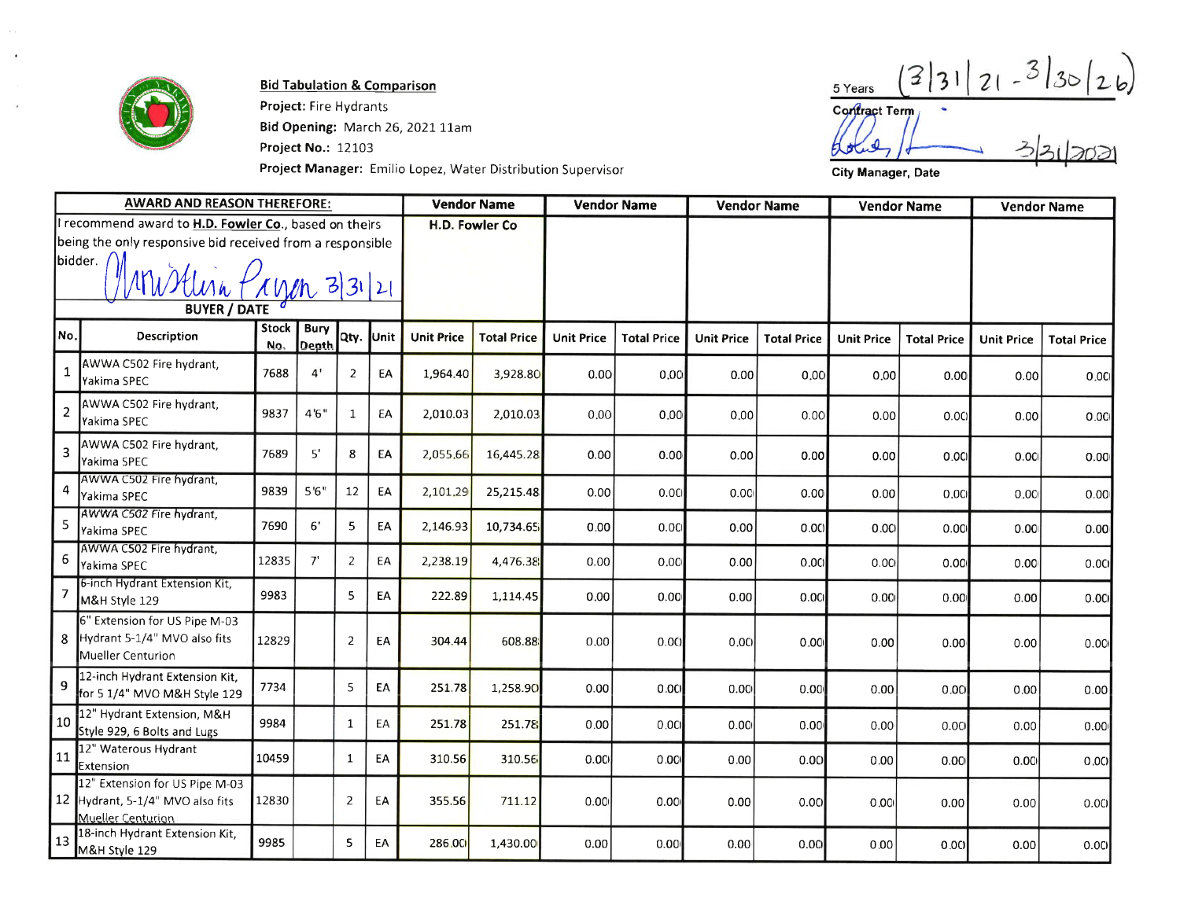**Bid Tabulation & Comparison**

**Project:** Fire Hydrants

**Bid Opening:** March 26, 2021 11am

**Project No.:** 12103

**Project Manager:** Emilio Lopez, Water Distribution Supervisor

5 Years (3/31/21 - 3/30/26)

**Contract Term**

[signature] 3/31/2021

**City Manager, Date**

| **AWARD AND REASON THEREFORE:** | | | | | | Vendor Name | | Vendor Name | | Vendor Name | | Vendor Name | | Vendor Name | |
|---|---|---|---|---|---|---|---|---|---|---|---|---|---|---|---|
| I recommend award to **H.D. Fowler Co.**, based on theirs being the only responsive bid received from a responsible bidder. [signature: Christina Payon 3/31/21] **BUYER / DATE** | | | | | | H.D. Fowler Co | | | | | | | | | |
| **No.** | **Description** | **Stock No.** | **Bury Depth** | **Qty.** | **Unit** | **Unit Price** | **Total Price** | **Unit Price** | **Total Price** | **Unit Price** | **Total Price** | **Unit Price** | **Total Price** | **Unit Price** | **Total Price** |
| 1 | AWWA C502 Fire hydrant, Yakima SPEC | 7688 | 4' | 2 | EA | 1,964.40 | 3,928.80 | 0.00 | 0.00 | 0.00 | 0.00 | 0.00 | 0.00 | 0.00 | 0.00 |
| 2 | AWWA C502 Fire hydrant, Yakima SPEC | 9837 | 4'6" | 1 | EA | 2,010.03 | 2,010.03 | 0.00 | 0.00 | 0.00 | 0.00 | 0.00 | 0.00 | 0.00 | 0.00 |
| 3 | AWWA C502 Fire hydrant, Yakima SPEC | 7689 | 5' | 8 | EA | 2,055.66 | 16,445.28 | 0.00 | 0.00 | 0.00 | 0.00 | 0.00 | 0.00 | 0.00 | 0.00 |
| 4 | AWWA C502 Fire hydrant, Yakima SPEC | 9839 | 5'6" | 12 | EA | 2,101.29 | 25,215.48 | 0.00 | 0.00 | 0.00 | 0.00 | 0.00 | 0.00 | 0.00 | 0.00 |
| 5 | AWWA C502 Fire hydrant, Yakima SPEC | 7690 | 6' | 5 | EA | 2,146.93 | 10,734.65 | 0.00 | 0.00 | 0.00 | 0.00 | 0.00 | 0.00 | 0.00 | 0.00 |
| 6 | AWWA C502 Fire hydrant, Yakima SPEC | 12835 | 7' | 2 | EA | 2,238.19 | 4,476.38 | 0.00 | 0.00 | 0.00 | 0.00 | 0.00 | 0.00 | 0.00 | 0.00 |
| 7 | 6-inch Hydrant Extension Kit, M&H Style 129 | 9983 | | 5 | EA | 222.89 | 1,114.45 | 0.00 | 0.00 | 0.00 | 0.00 | 0.00 | 0.00 | 0.00 | 0.00 |
| 8 | 6" Extension for US Pipe M-03 Hydrant 5-1/4" MVO also fits Mueller Centurion | 12829 | | 2 | EA | 304.44 | 608.88 | 0.00 | 0.00 | 0.00 | 0.00 | 0.00 | 0.00 | 0.00 | 0.00 |
| 9 | 12-inch Hydrant Extension Kit, for 5 1/4" MVO M&H Style 129 | 7734 | | 5 | EA | 251.78 | 1,258.90 | 0.00 | 0.00 | 0.00 | 0.00 | 0.00 | 0.00 | 0.00 | 0.00 |
| 10 | 12" Hydrant Extension, M&H Style 929, 6 Bolts and Lugs | 9984 | | 1 | EA | 251.78 | 251.78 | 0.00 | 0.00 | 0.00 | 0.00 | 0.00 | 0.00 | 0.00 | 0.00 |
| 11 | 12" Waterous Hydrant Extension | 10459 | | 1 | EA | 310.56 | 310.56 | 0.00 | 0.00 | 0.00 | 0.00 | 0.00 | 0.00 | 0.00 | 0.00 |
| 12 | 12" Extension for US Pipe M-03 Hydrant, 5-1/4" MVO also fits Mueller Centurion | 12830 | | 2 | EA | 355.56 | 711.12 | 0.00 | 0.00 | 0.00 | 0.00 | 0.00 | 0.00 | 0.00 | 0.00 |
| 13 | 18-inch Hydrant Extension Kit, M&H Style 129 | 9985 | | 5 | EA | 286.00 | 1,430.00 | 0.00 | 0.00 | 0.00 | 0.00 | 0.00 | 0.00 | 0.00 | 0.00 |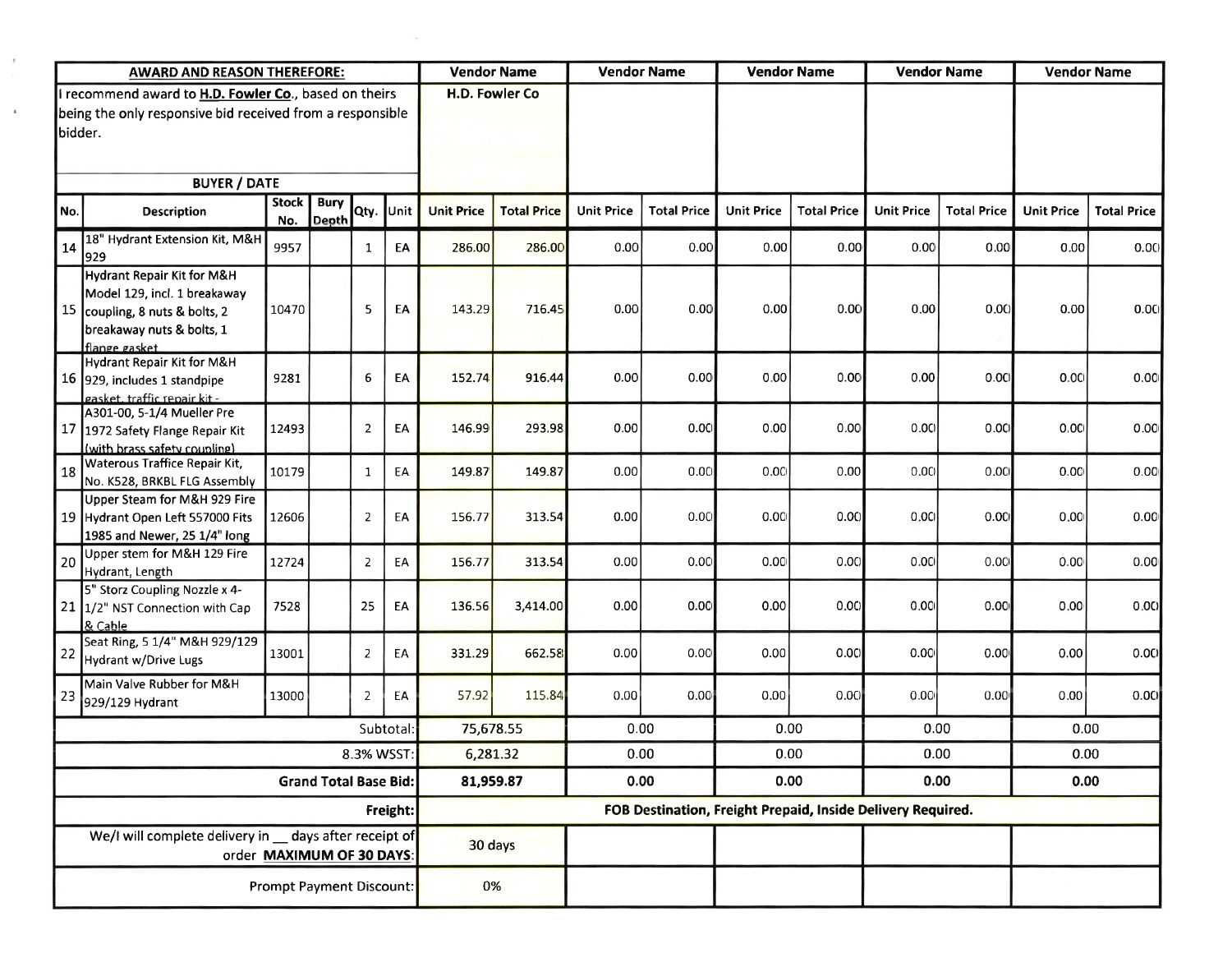| AWARD AND REASON THEREFORE: | | | | | | Vendor Name | | Vendor Name | | Vendor Name | | Vendor Name | | Vendor Name | |
|---|---|---|---|---|---|---|---|---|---|---|---|---|---|---|---|
| I recommend award to **H.D. Fowler Co.**, based on theirs being the only responsive bid received from a responsible bidder. | | | | | | H.D. Fowler Co | | | | | | | | | |
| BUYER / DATE | | | | | | | | | | | | | | | |
| No. | Description | Stock No. | Bury Depth | Qty. | Unit | Unit Price | Total Price | Unit Price | Total Price | Unit Price | Total Price | Unit Price | Total Price | Unit Price | Total Price |
| 14 | 18" Hydrant Extension Kit, M&H 929 | 9957 | | 1 | EA | 286.00 | 286.00 | 0.00 | 0.00 | 0.00 | 0.00 | 0.00 | 0.00 | 0.00 | 0.00 |
| 15 | Hydrant Repair Kit for M&H Model 129, incl. 1 breakaway coupling, 8 nuts & bolts, 2 breakaway nuts & bolts, 1 flange gasket | 10470 | | 5 | EA | 143.29 | 716.45 | 0.00 | 0.00 | 0.00 | 0.00 | 0.00 | 0.00 | 0.00 | 0.00 |
| 16 | Hydrant Repair Kit for M&H 929, includes 1 standpipe gasket, traffic repair kit - | 9281 | | 6 | EA | 152.74 | 916.44 | 0.00 | 0.00 | 0.00 | 0.00 | 0.00 | 0.00 | 0.00 | 0.00 |
| 17 | A301-00, 5-1/4 Mueller Pre 1972 Safety Flange Repair Kit (with brass safety coupling) | 12493 | | 2 | EA | 146.99 | 293.98 | 0.00 | 0.00 | 0.00 | 0.00 | 0.00 | 0.00 | 0.00 | 0.00 |
| 18 | Waterous Traffice Repair Kit, No. K528, BRKBL FLG Assembly | 10179 | | 1 | EA | 149.87 | 149.87 | 0.00 | 0.00 | 0.00 | 0.00 | 0.00 | 0.00 | 0.00 | 0.00 |
| 19 | Upper Steam for M&H 929 Fire Hydrant Open Left 557000 Fits 1985 and Newer, 25 1/4" long | 12606 | | 2 | EA | 156.77 | 313.54 | 0.00 | 0.00 | 0.00 | 0.00 | 0.00 | 0.00 | 0.00 | 0.00 |
| 20 | Upper stem for M&H 129 Fire Hydrant, Length | 12724 | | 2 | EA | 156.77 | 313.54 | 0.00 | 0.00 | 0.00 | 0.00 | 0.00 | 0.00 | 0.00 | 0.00 |
| 21 | 5" Storz Coupling Nozzle x 4-1/2" NST Connection with Cap & Cable | 7528 | | 25 | EA | 136.56 | 3,414.00 | 0.00 | 0.00 | 0.00 | 0.00 | 0.00 | 0.00 | 0.00 | 0.00 |
| 22 | Seat Ring, 5 1/4" M&H 929/129 Hydrant w/Drive Lugs | 13001 | | 2 | EA | 331.29 | 662.58 | 0.00 | 0.00 | 0.00 | 0.00 | 0.00 | 0.00 | 0.00 | 0.00 |
| 23 | Main Valve Rubber for M&H 929/129 Hydrant | 13000 | | 2 | EA | 57.92 | 115.84 | 0.00 | 0.00 | 0.00 | 0.00 | 0.00 | 0.00 | 0.00 | 0.00 |
| Subtotal: | | | | | | 75,678.55 | | 0.00 | | 0.00 | | 0.00 | | 0.00 | |
| 8.3% WSST: | | | | | | 6,281.32 | | 0.00 | | 0.00 | | 0.00 | | 0.00 | |
| **Grand Total Base Bid:** | | | | | | **81,959.87** | | **0.00** | | **0.00** | | **0.00** | | **0.00** | |
| **Freight:** | | | | | | **FOB Destination, Freight Prepaid, Inside Delivery Required.** | | | | | | | | | |
| We/I will complete delivery in __ days after receipt of order **MAXIMUM OF 30 DAYS**: | | | | | | 30 days | | | | | | | | | |
| Prompt Payment Discount: | | | | | | 0% | | | | | | | | | |